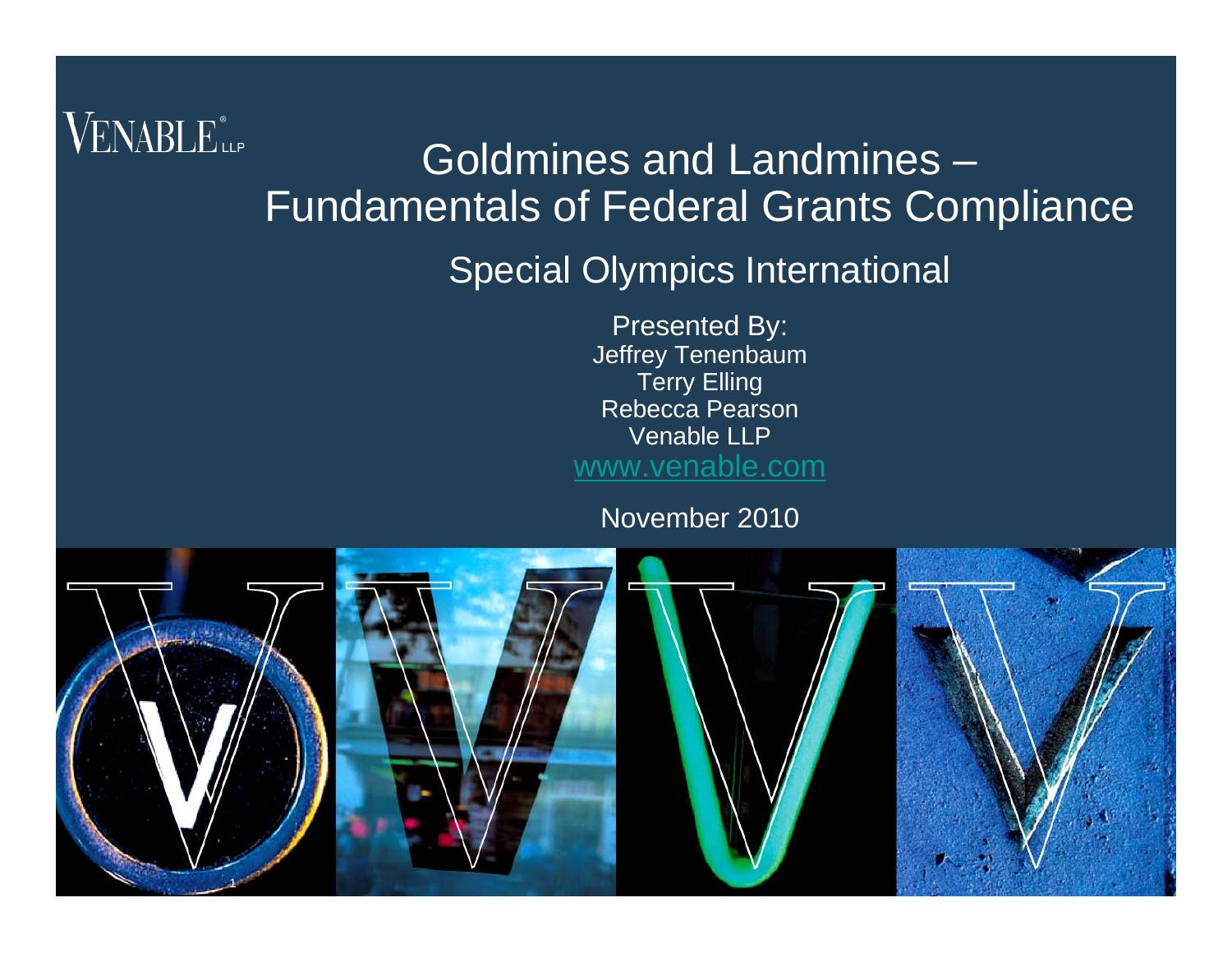VENABLE LLP

# Goldmines and Landmines – Fundamentals of Federal Grants Compliance

## Special Olympics International

Presented By:
Jeffrey Tenenbaum
Terry Elling
Rebecca Pearson
Venable LLP
www.venable.com

November 2010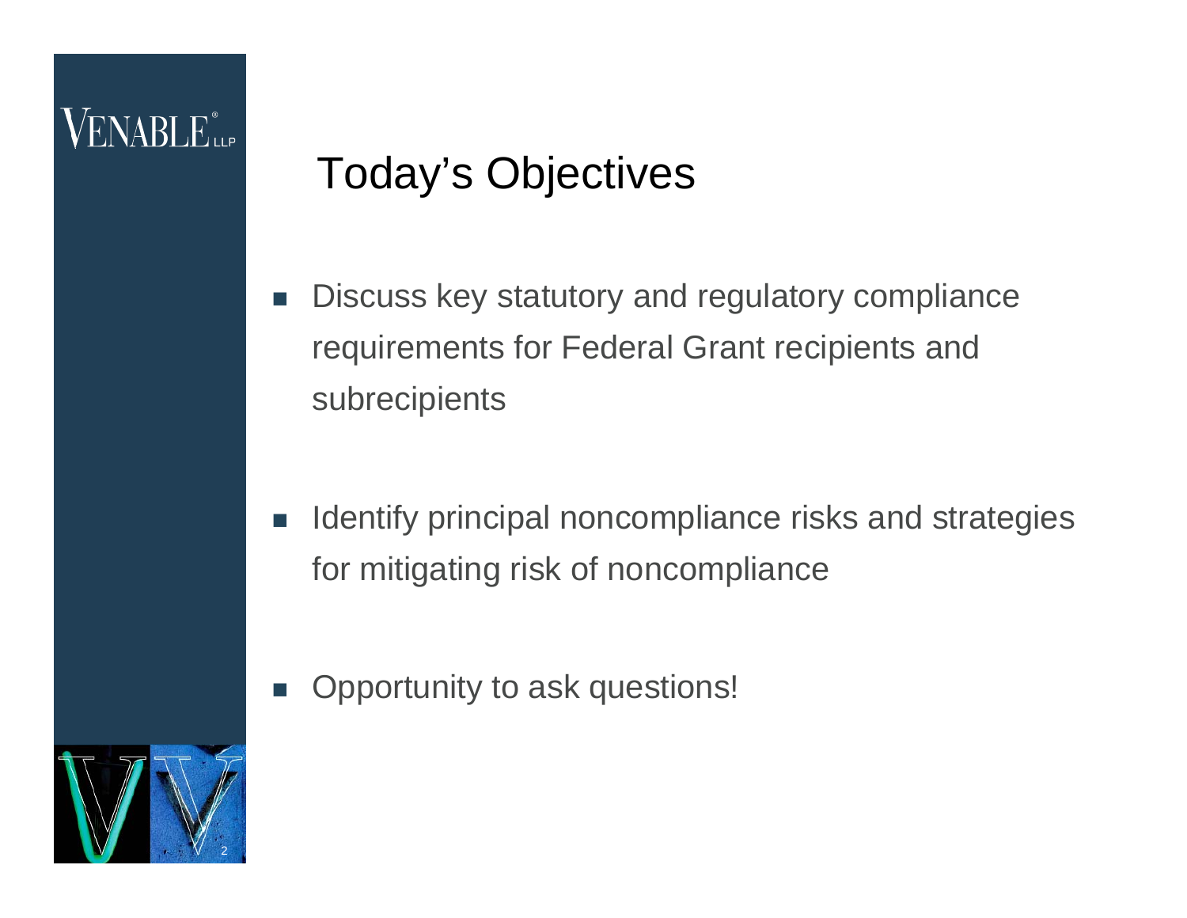# Today's Objectives

- Discuss key statutory and regulatory compliance requirements for Federal Grant recipients and subrecipients

- Identify principal noncompliance risks and strategies for mitigating risk of noncompliance

- Opportunity to ask questions!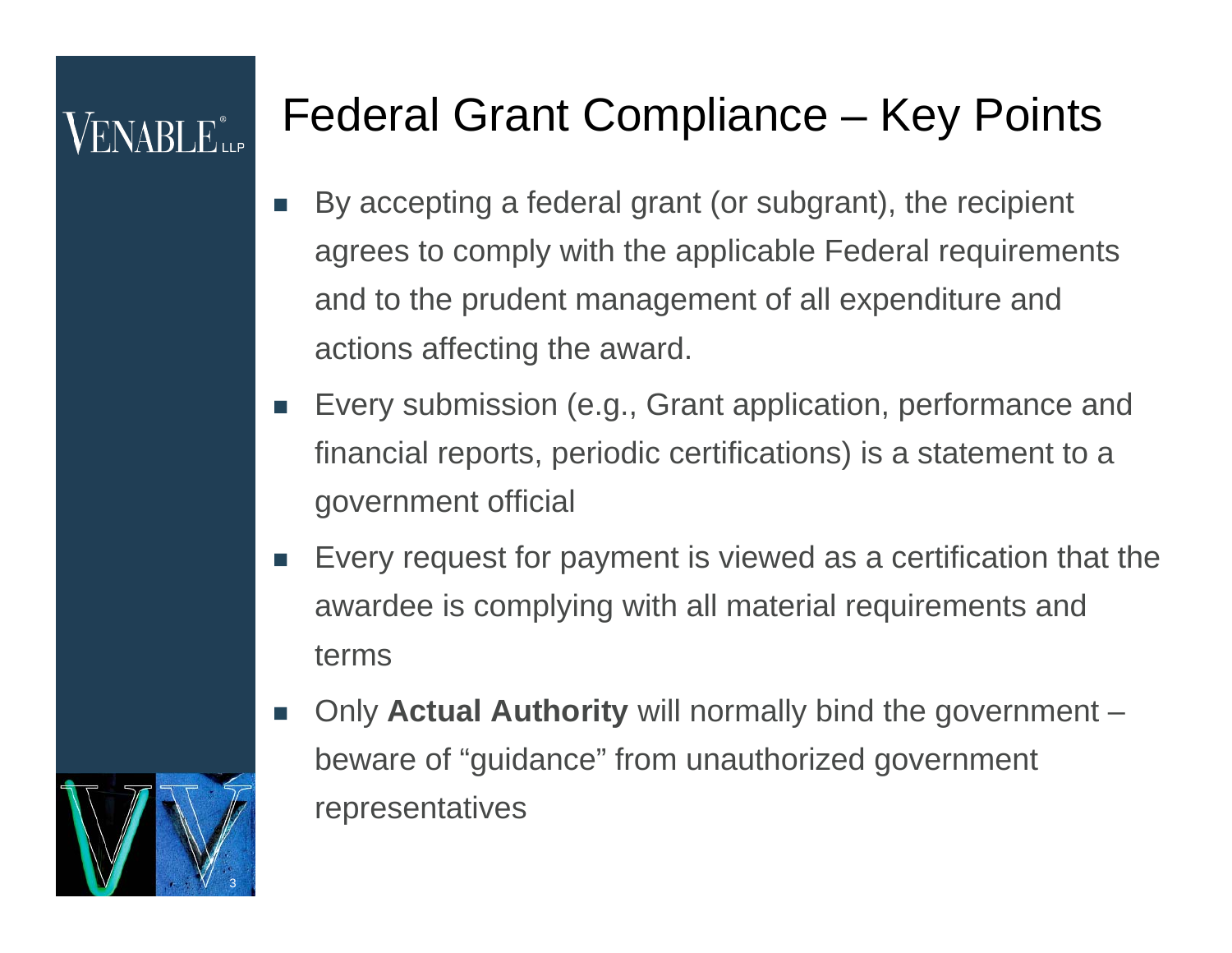# Federal Grant Compliance – Key Points

- By accepting a federal grant (or subgrant), the recipient agrees to comply with the applicable Federal requirements and to the prudent management of all expenditure and actions affecting the award.
- Every submission (e.g., Grant application, performance and financial reports, periodic certifications) is a statement to a government official
- Every request for payment is viewed as a certification that the awardee is complying with all material requirements and terms
- Only **Actual Authority** will normally bind the government – beware of "guidance" from unauthorized government representatives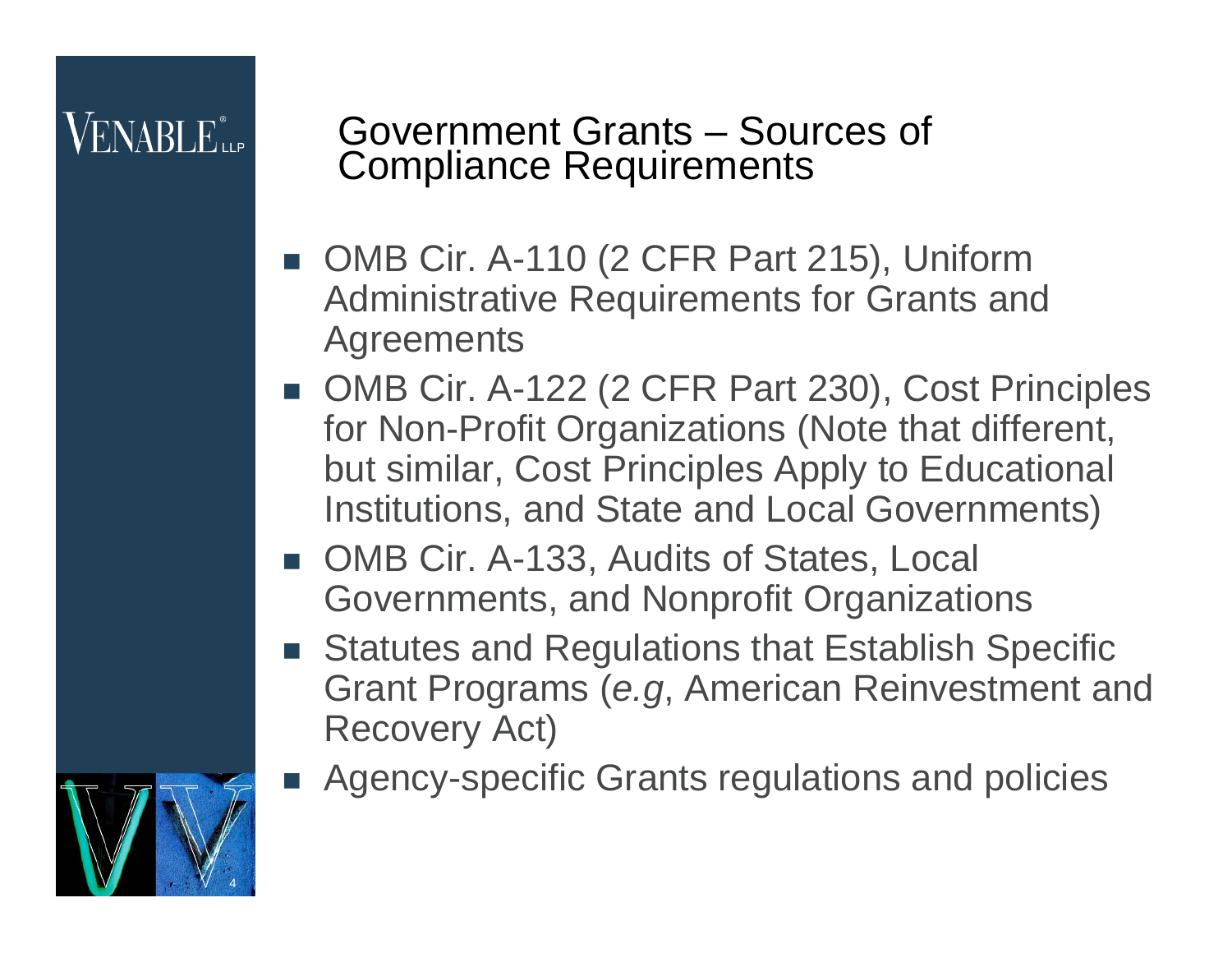# Government Grants – Sources of Compliance Requirements

- OMB Cir. A-110 (2 CFR Part 215), Uniform Administrative Requirements for Grants and Agreements
- OMB Cir. A-122 (2 CFR Part 230), Cost Principles for Non-Profit Organizations (Note that different, but similar, Cost Principles Apply to Educational Institutions, and State and Local Governments)
- OMB Cir. A-133, Audits of States, Local Governments, and Nonprofit Organizations
- Statutes and Regulations that Establish Specific Grant Programs (*e.g*, American Reinvestment and Recovery Act)
- Agency-specific Grants regulations and policies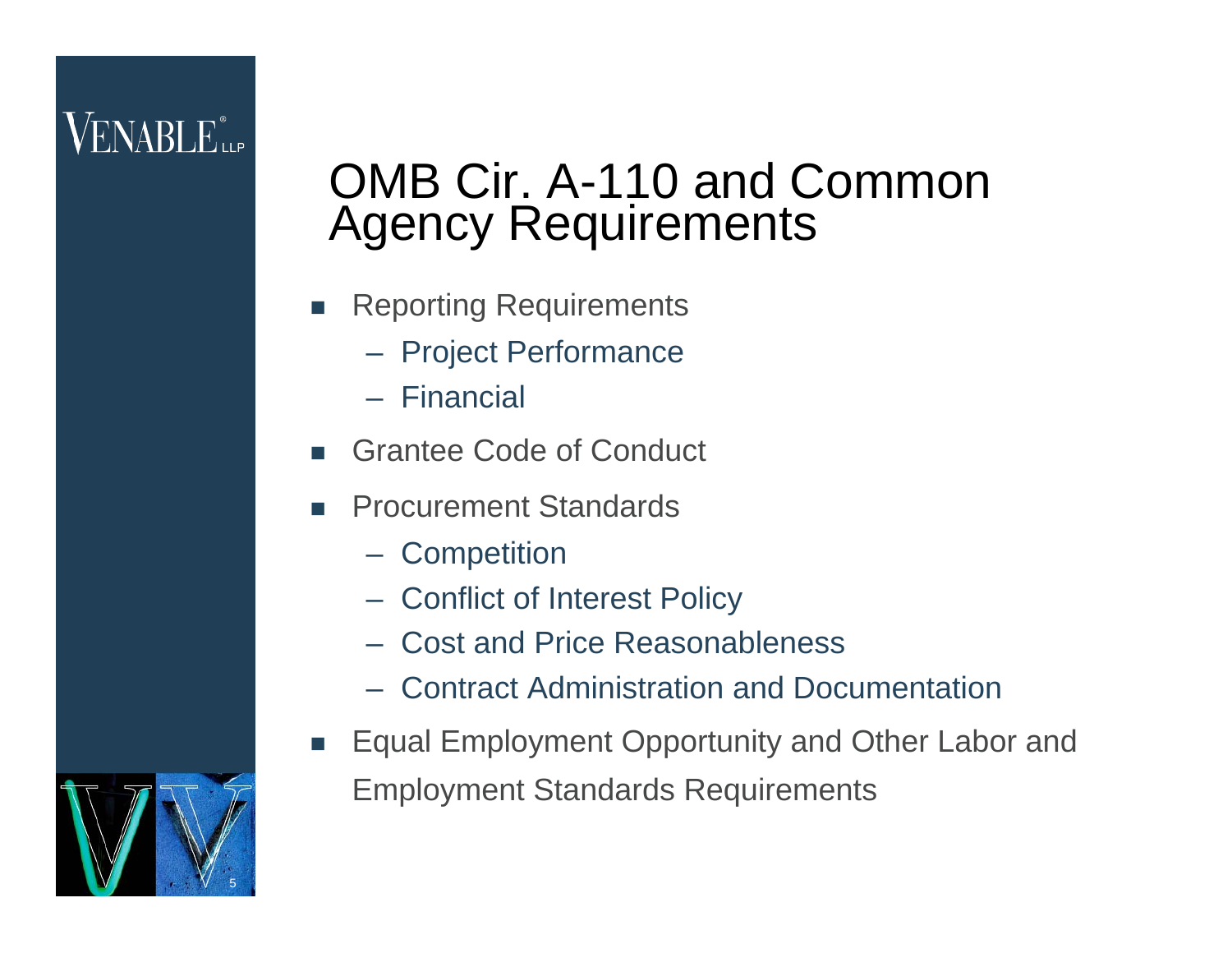# OMB Cir. A-110 and Common Agency Requirements

- Reporting Requirements
  - Project Performance
  - Financial
- Grantee Code of Conduct
- Procurement Standards
  - Competition
  - Conflict of Interest Policy
  - Cost and Price Reasonableness
  - Contract Administration and Documentation
- Equal Employment Opportunity and Other Labor and Employment Standards Requirements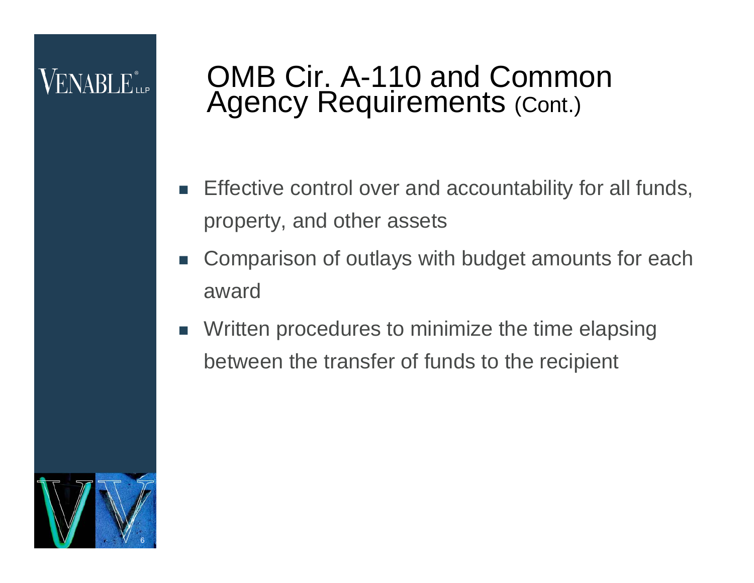# OMB Cir. A-110 and Common Agency Requirements (Cont.)

- Effective control over and accountability for all funds, property, and other assets
- Comparison of outlays with budget amounts for each award
- Written procedures to minimize the time elapsing between the transfer of funds to the recipient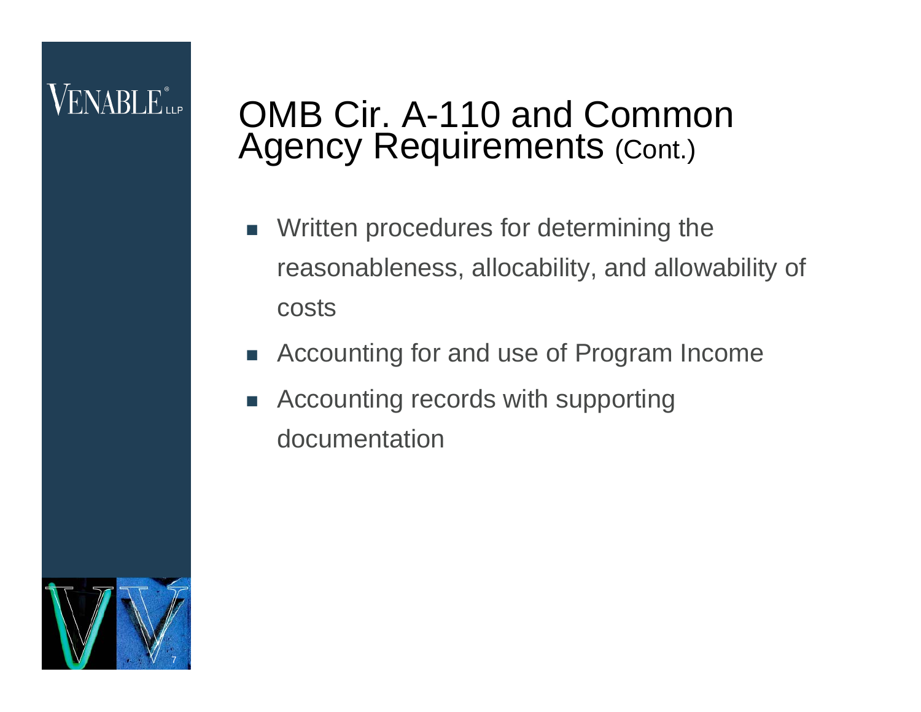# OMB Cir. A-110 and Common Agency Requirements (Cont.)

- Written procedures for determining the reasonableness, allocability, and allowability of costs
- Accounting for and use of Program Income
- Accounting records with supporting documentation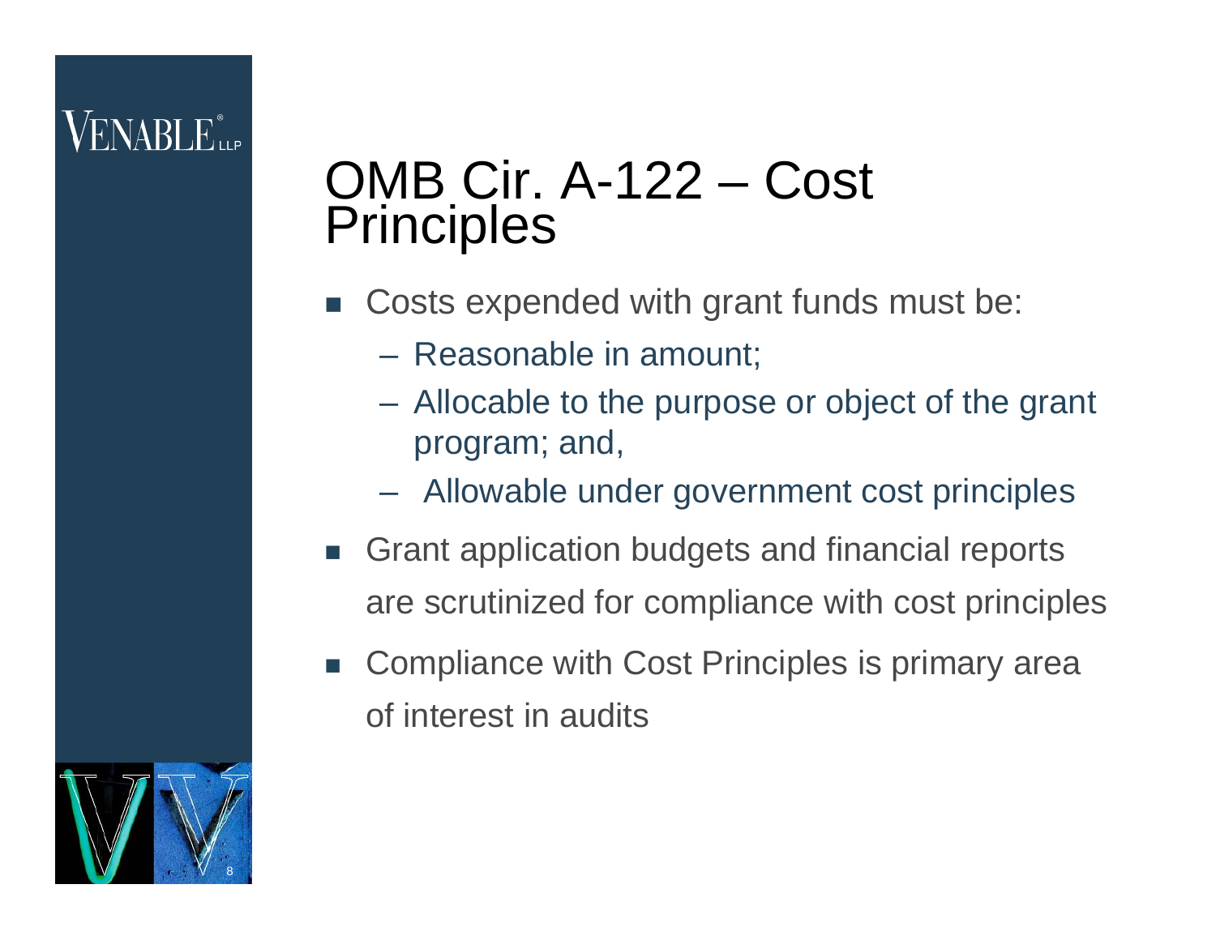# OMB Cir. A-122 – Cost Principles

- Costs expended with grant funds must be:
  - Reasonable in amount;
  - Allocable to the purpose or object of the grant program; and,
  - Allowable under government cost principles
- Grant application budgets and financial reports are scrutinized for compliance with cost principles
- Compliance with Cost Principles is primary area of interest in audits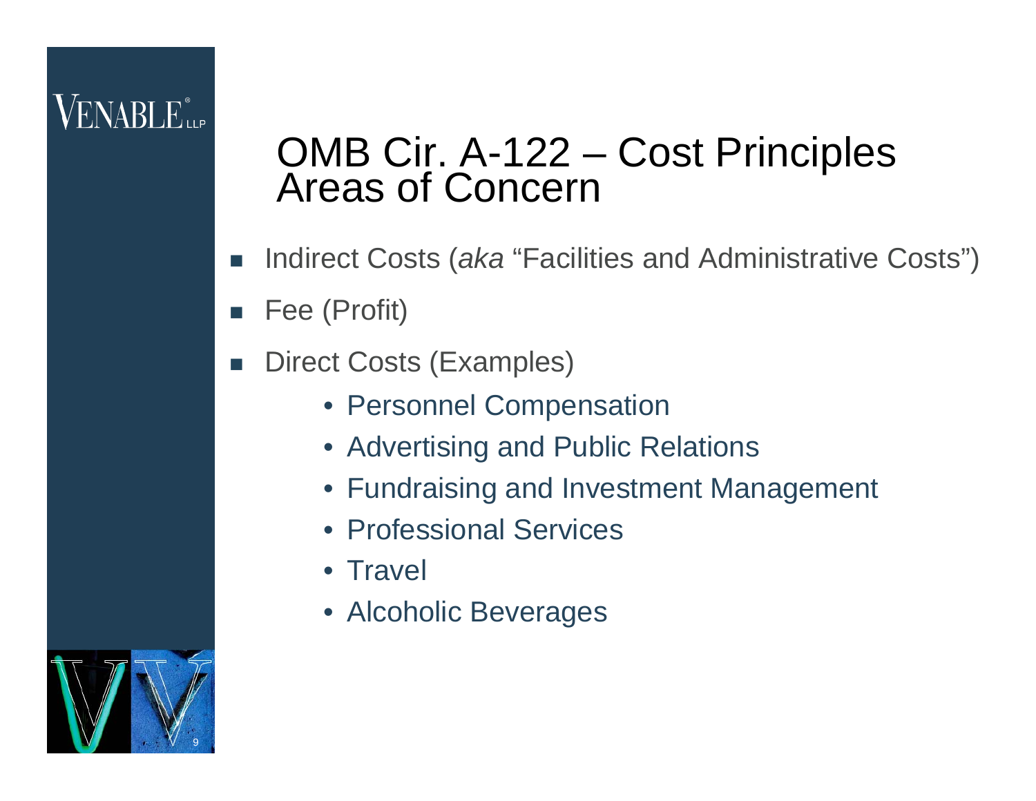# OMB Cir. A-122 – Cost Principles Areas of Concern

- Indirect Costs (*aka* "Facilities and Administrative Costs")
- Fee (Profit)
- Direct Costs (Examples)
  - Personnel Compensation
  - Advertising and Public Relations
  - Fundraising and Investment Management
  - Professional Services
  - Travel
  - Alcoholic Beverages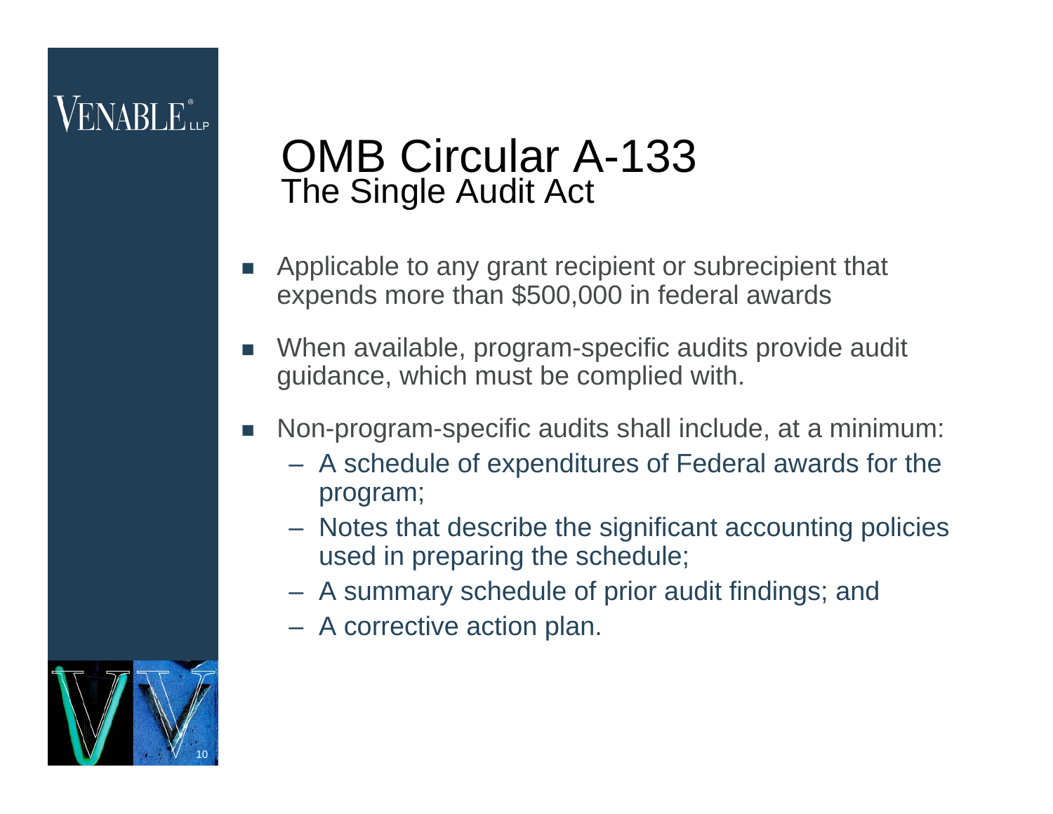# OMB Circular A-133

## The Single Audit Act

- Applicable to any grant recipient or subrecipient that expends more than $500,000 in federal awards
- When available, program-specific audits provide audit guidance, which must be complied with.
- Non-program-specific audits shall include, at a minimum:
  - A schedule of expenditures of Federal awards for the program;
  - Notes that describe the significant accounting policies used in preparing the schedule;
  - A summary schedule of prior audit findings; and
  - A corrective action plan.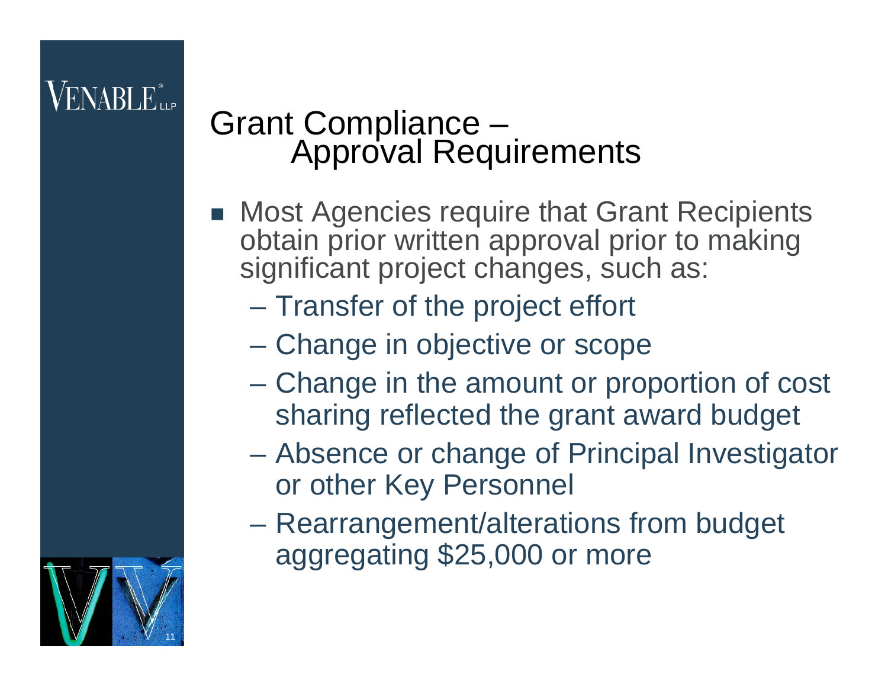# Grant Compliance – Approval Requirements

- Most Agencies require that Grant Recipients obtain prior written approval prior to making significant project changes, such as:
  - Transfer of the project effort
  - Change in objective or scope
  - Change in the amount or proportion of cost sharing reflected the grant award budget
  - Absence or change of Principal Investigator or other Key Personnel
  - Rearrangement/alterations from budget aggregating $25,000 or more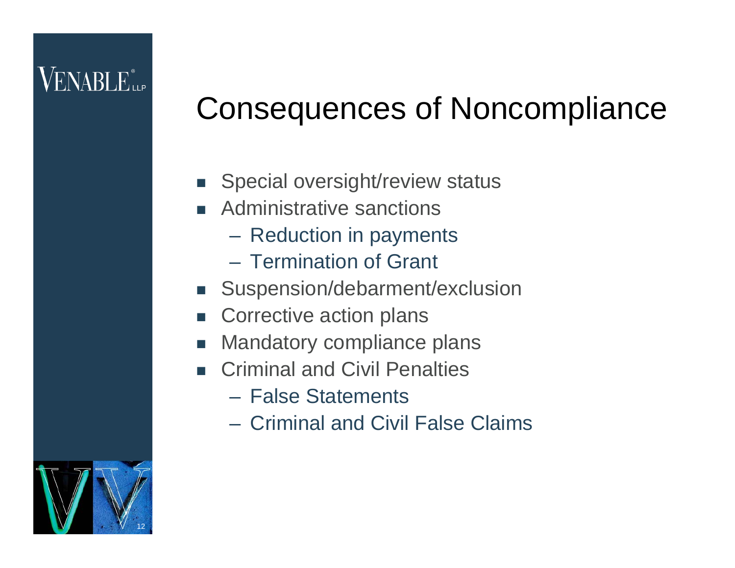# Consequences of Noncompliance

- Special oversight/review status
- Administrative sanctions
  - Reduction in payments
  - Termination of Grant
- Suspension/debarment/exclusion
- Corrective action plans
- Mandatory compliance plans
- Criminal and Civil Penalties
  - False Statements
  - Criminal and Civil False Claims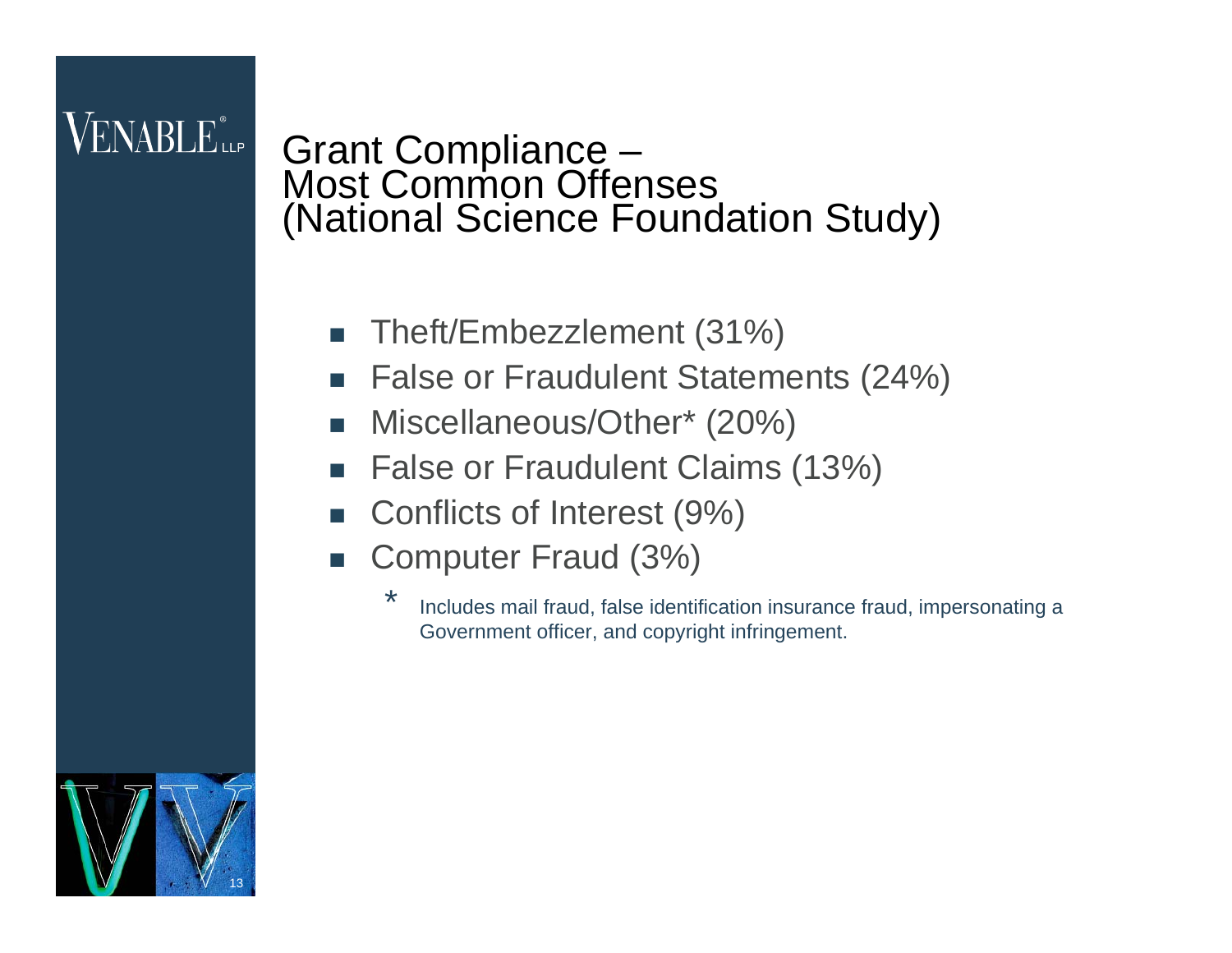# Grant Compliance – Most Common Offenses (National Science Foundation Study)

- Theft/Embezzlement (31%)
- False or Fraudulent Statements (24%)
- Miscellaneous/Other* (20%)
- False or Fraudulent Claims (13%)
- Conflicts of Interest (9%)
- Computer Fraud (3%)

  * Includes mail fraud, false identification insurance fraud, impersonating a Government officer, and copyright infringement.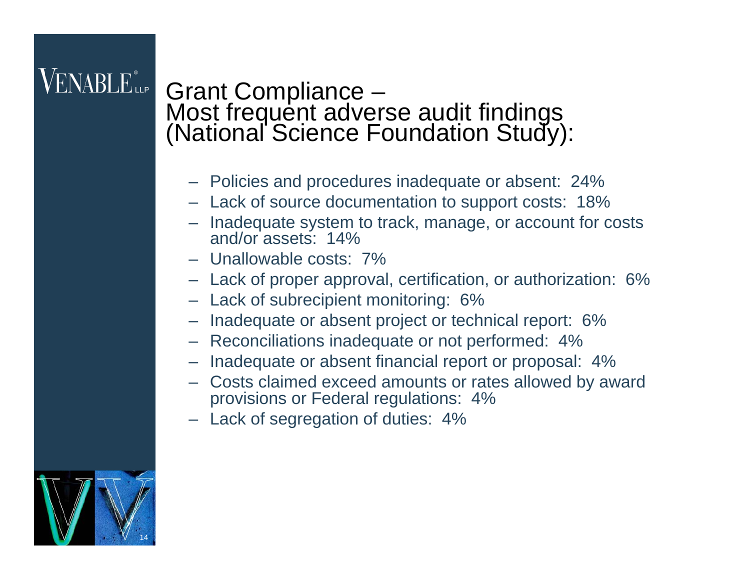# Grant Compliance – Most frequent adverse audit findings (National Science Foundation Study):

- Policies and procedures inadequate or absent: 24%
- Lack of source documentation to support costs: 18%
- Inadequate system to track, manage, or account for costs and/or assets: 14%
- Unallowable costs: 7%
- Lack of proper approval, certification, or authorization: 6%
- Lack of subrecipient monitoring: 6%
- Inadequate or absent project or technical report: 6%
- Reconciliations inadequate or not performed: 4%
- Inadequate or absent financial report or proposal: 4%
- Costs claimed exceed amounts or rates allowed by award provisions or Federal regulations: 4%
- Lack of segregation of duties: 4%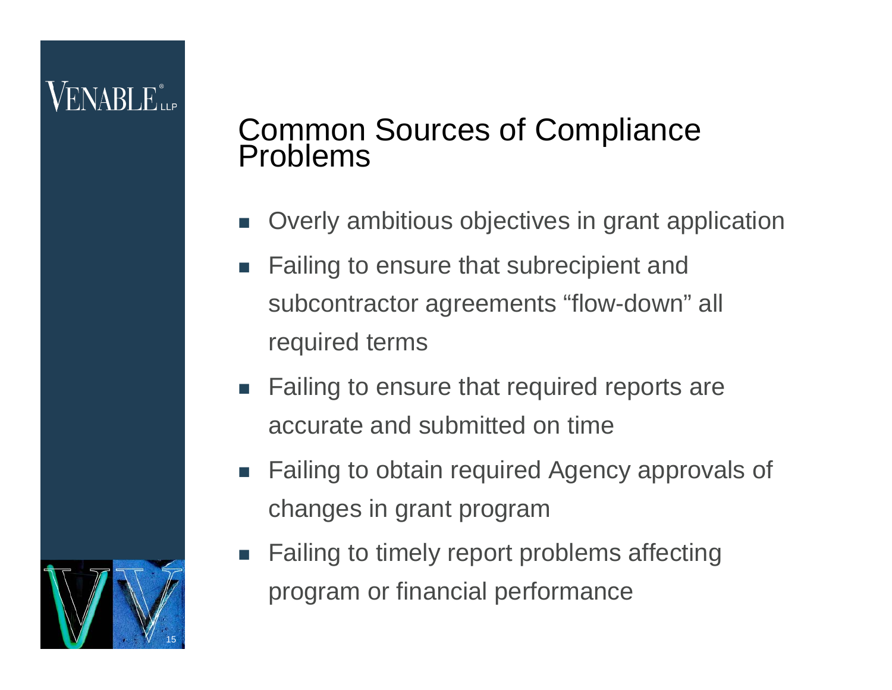## Common Sources of Compliance Problems

- Overly ambitious objectives in grant application
- Failing to ensure that subrecipient and subcontractor agreements “flow-down” all required terms
- Failing to ensure that required reports are accurate and submitted on time
- Failing to obtain required Agency approvals of changes in grant program
- Failing to timely report problems affecting program or financial performance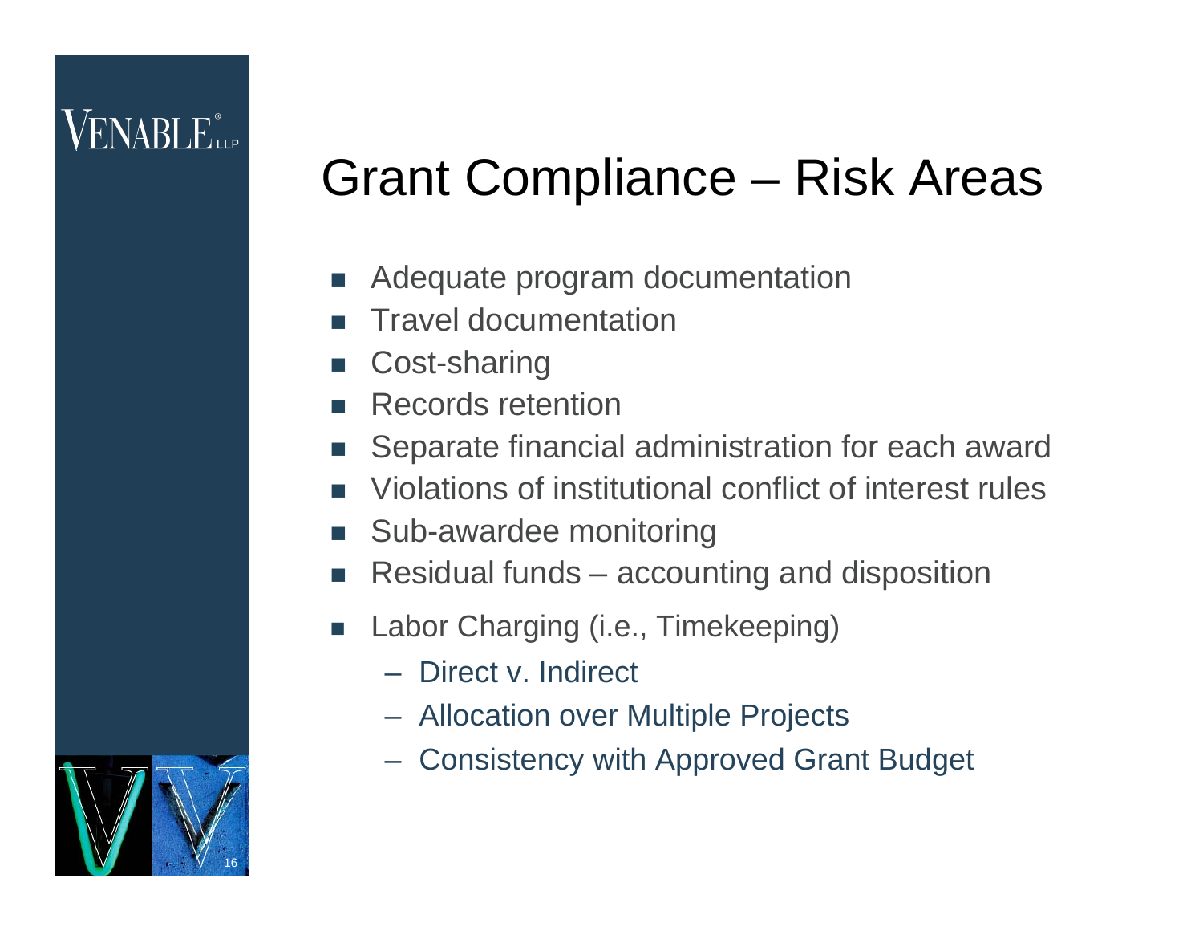# Grant Compliance – Risk Areas

- Adequate program documentation
- Travel documentation
- Cost-sharing
- Records retention
- Separate financial administration for each award
- Violations of institutional conflict of interest rules
- Sub-awardee monitoring
- Residual funds – accounting and disposition
- Labor Charging (i.e., Timekeeping)
  - Direct v. Indirect
  - Allocation over Multiple Projects
  - Consistency with Approved Grant Budget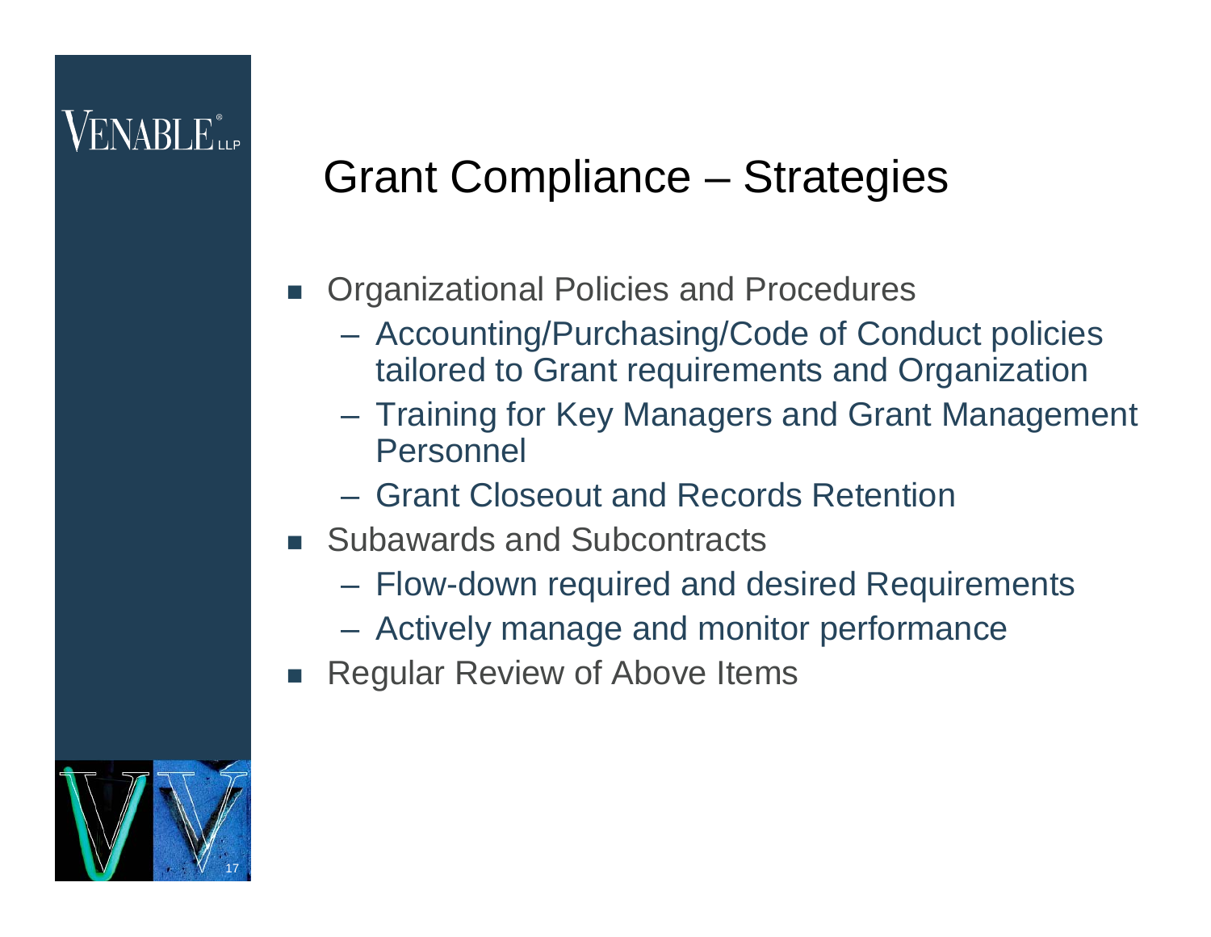## Grant Compliance – Strategies

- Organizational Policies and Procedures
  - Accounting/Purchasing/Code of Conduct policies tailored to Grant requirements and Organization
  - Training for Key Managers and Grant Management Personnel
  - Grant Closeout and Records Retention
- Subawards and Subcontracts
  - Flow-down required and desired Requirements
  - Actively manage and monitor performance
- Regular Review of Above Items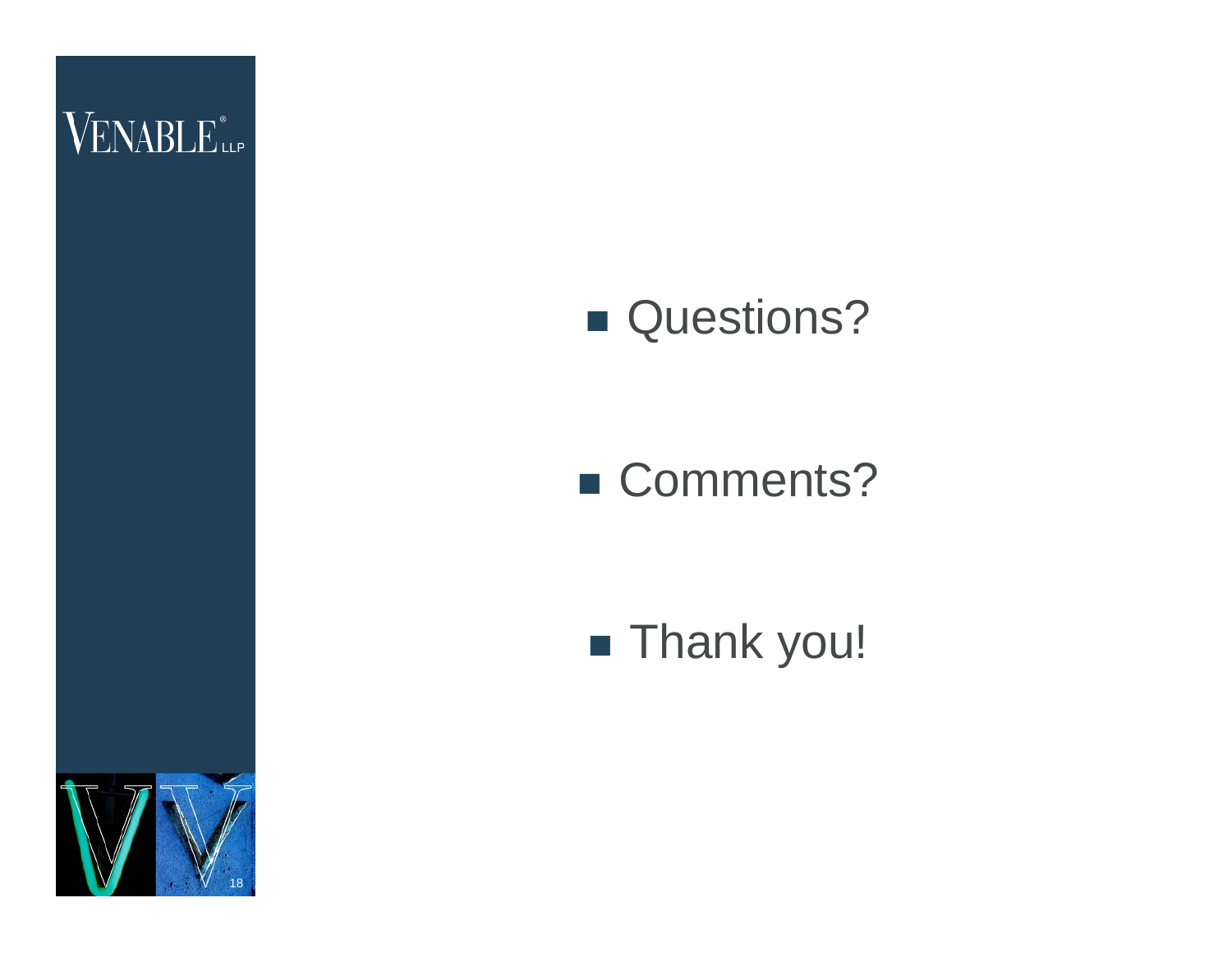- Questions?

- Comments?

- Thank you!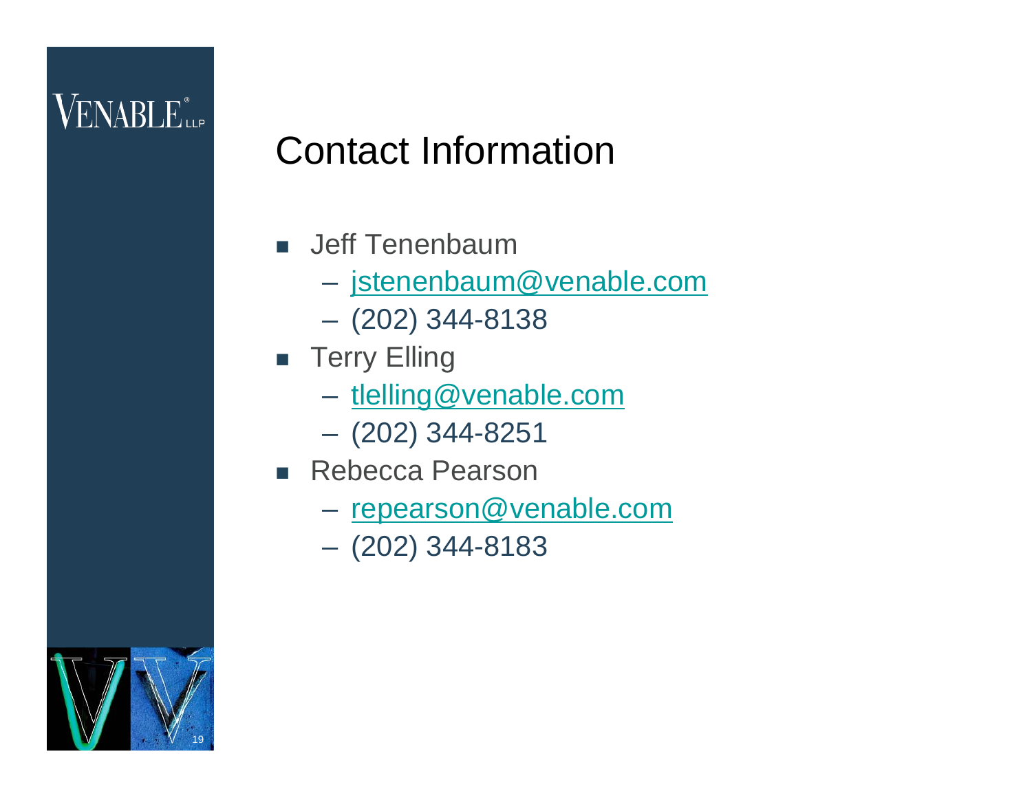# Contact Information

- Jeff Tenenbaum
  - jstenenbaum@venable.com
  - (202) 344-8138
- Terry Elling
  - tlelling@venable.com
  - (202) 344-8251
- Rebecca Pearson
  - repearson@venable.com
  - (202) 344-8183